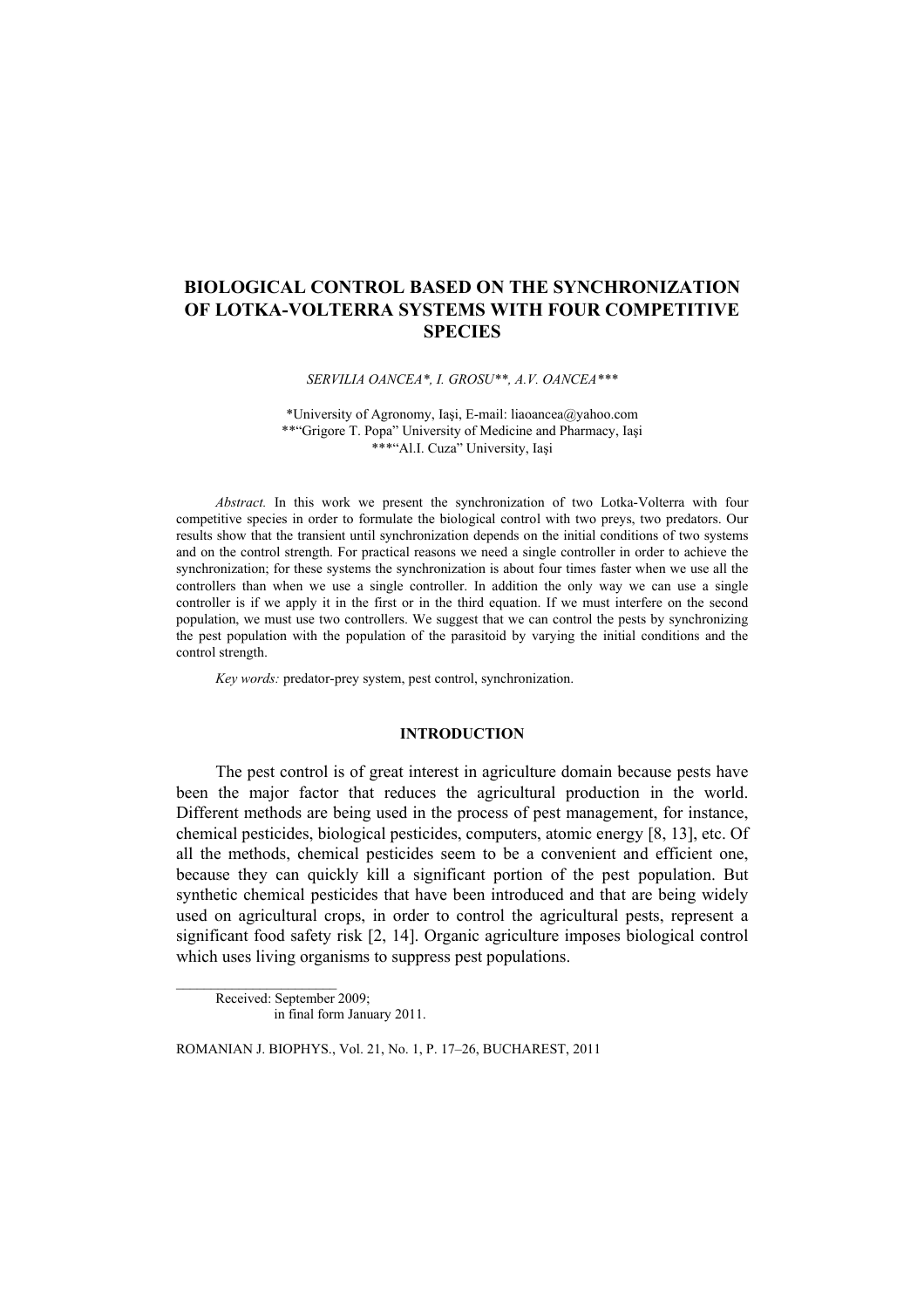# BIOLOGICAL CONTROL BASED ON THE SYNCHRONIZATION OF LOTKA-VOLTERRA SYSTEMS WITH FOUR COMPETITIVE SPECIES

*SERVILIA OANCEA\*, I. GROSU\*\*, A.V. OANCEA\*\*\**

\*University of Agronomy, Iaşi, E-mail: liaoancea@yahoo.com
\*\*"Grigore T. Popa" University of Medicine and Pharmacy, Iaşi
\*\*\*"Al.I. Cuza" University, Iaşi

*Abstract.* In this work we present the synchronization of two Lotka-Volterra with four competitive species in order to formulate the biological control with two preys, two predators. Our results show that the transient until synchronization depends on the initial conditions of two systems and on the control strength. For practical reasons we need a single controller in order to achieve the synchronization; for these systems the synchronization is about four times faster when we use all the controllers than when we use a single controller. In addition the only way we can use a single controller is if we apply it in the first or in the third equation. If we must interfere on the second population, we must use two controllers. We suggest that we can control the pests by synchronizing the pest population with the population of the parasitoid by varying the initial conditions and the control strength.

*Key words:* predator-prey system, pest control, synchronization.

## INTRODUCTION

The pest control is of great interest in agriculture domain because pests have been the major factor that reduces the agricultural production in the world. Different methods are being used in the process of pest management, for instance, chemical pesticides, biological pesticides, computers, atomic energy [8, 13], etc. Of all the methods, chemical pesticides seem to be a convenient and efficient one, because they can quickly kill a significant portion of the pest population. But synthetic chemical pesticides that have been introduced and that are being widely used on agricultural crops, in order to control the agricultural pests, represent a significant food safety risk [2, 14]. Organic agriculture imposes biological control which uses living organisms to suppress pest populations.

Received: September 2009;
in final form January 2011.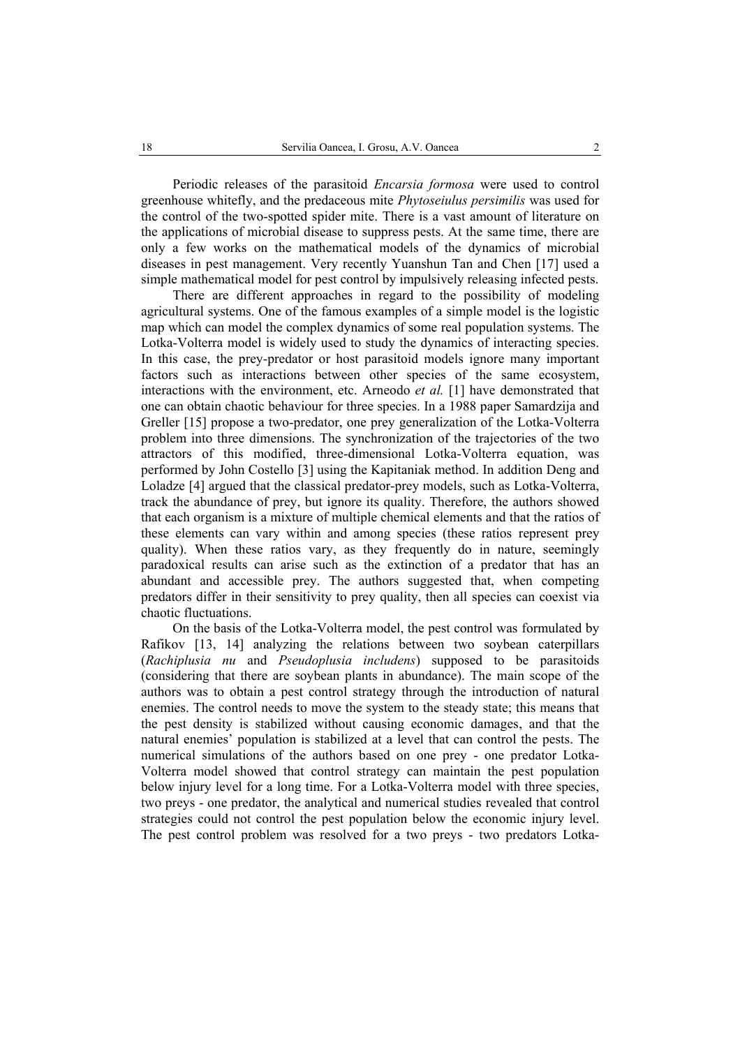Periodic releases of the parasitoid *Encarsia formosa* were used to control greenhouse whitefly, and the predaceous mite *Phytoseiulus persimilis* was used for the control of the two-spotted spider mite. There is a vast amount of literature on the applications of microbial disease to suppress pests. At the same time, there are only a few works on the mathematical models of the dynamics of microbial diseases in pest management. Very recently Yuanshun Tan and Chen [17] used a simple mathematical model for pest control by impulsively releasing infected pests.

There are different approaches in regard to the possibility of modeling agricultural systems. One of the famous examples of a simple model is the logistic map which can model the complex dynamics of some real population systems. The Lotka-Volterra model is widely used to study the dynamics of interacting species. In this case, the prey-predator or host parasitoid models ignore many important factors such as interactions between other species of the same ecosystem, interactions with the environment, etc. Arneodo *et al.* [1] have demonstrated that one can obtain chaotic behaviour for three species. In a 1988 paper Samardzija and Greller [15] propose a two-predator, one prey generalization of the Lotka-Volterra problem into three dimensions. The synchronization of the trajectories of the two attractors of this modified, three-dimensional Lotka-Volterra equation, was performed by John Costello [3] using the Kapitaniak method. In addition Deng and Loladze [4] argued that the classical predator-prey models, such as Lotka-Volterra, track the abundance of prey, but ignore its quality. Therefore, the authors showed that each organism is a mixture of multiple chemical elements and that the ratios of these elements can vary within and among species (these ratios represent prey quality). When these ratios vary, as they frequently do in nature, seemingly paradoxical results can arise such as the extinction of a predator that has an abundant and accessible prey. The authors suggested that, when competing predators differ in their sensitivity to prey quality, then all species can coexist via chaotic fluctuations.

On the basis of the Lotka-Volterra model, the pest control was formulated by Rafikov [13, 14] analyzing the relations between two soybean caterpillars (*Rachiplusia nu* and *Pseudoplusia includens*) supposed to be parasitoids (considering that there are soybean plants in abundance). The main scope of the authors was to obtain a pest control strategy through the introduction of natural enemies. The control needs to move the system to the steady state; this means that the pest density is stabilized without causing economic damages, and that the natural enemies' population is stabilized at a level that can control the pests. The numerical simulations of the authors based on one prey - one predator Lotka-Volterra model showed that control strategy can maintain the pest population below injury level for a long time. For a Lotka-Volterra model with three species, two preys - one predator, the analytical and numerical studies revealed that control strategies could not control the pest population below the economic injury level. The pest control problem was resolved for a two preys - two predators Lotka-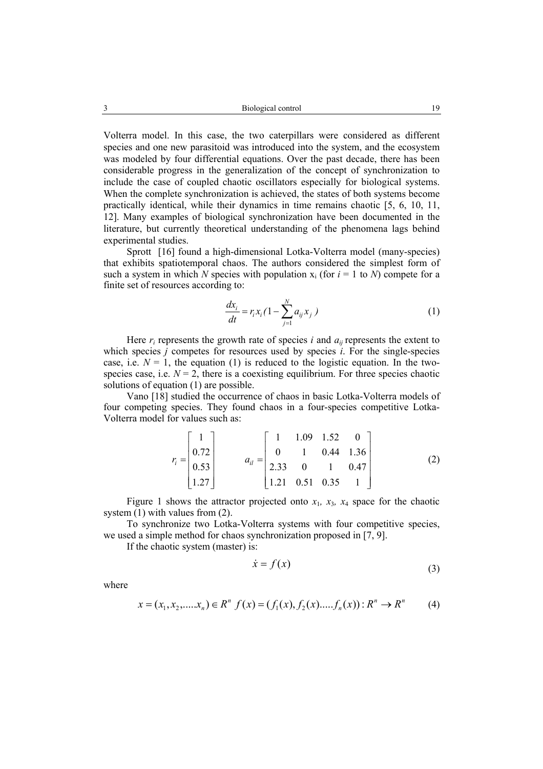Volterra model. In this case, the two caterpillars were considered as different species and one new parasitoid was introduced into the system, and the ecosystem was modeled by four differential equations. Over the past decade, there has been considerable progress in the generalization of the concept of synchronization to include the case of coupled chaotic oscillators especially for biological systems. When the complete synchronization is achieved, the states of both systems become practically identical, while their dynamics in time remains chaotic [5, 6, 10, 11, 12]. Many examples of biological synchronization have been documented in the literature, but currently theoretical understanding of the phenomena lags behind experimental studies.

Sprott [16] found a high-dimensional Lotka-Volterra model (many-species) that exhibits spatiotemporal chaos. The authors considered the simplest form of such a system in which *N* species with population $x_i$ (for $i = 1$ to $N$) compete for a finite set of resources according to:

$$\frac{dx_i}{dt} = r_i x_i \left(1 - \sum_{j=1}^{N} a_{ij} x_j \right) \tag{1}$$

Here $r_i$ represents the growth rate of species $i$ and $a_{ij}$ represents the extent to which species $j$ competes for resources used by species $i$. For the single-species case, i.e. $N = 1$, the equation (1) is reduced to the logistic equation. In the two-species case, i.e. $N = 2$, there is a coexisting equilibrium. For three species chaotic solutions of equation (1) are possible.

Vano [18] studied the occurrence of chaos in basic Lotka-Volterra models of four competing species. They found chaos in a four-species competitive Lotka-Volterra model for values such as:

$$r_i = \begin{bmatrix} 1 \\ 0.72 \\ 0.53 \\ 1.27 \end{bmatrix} \qquad a_{il} = \begin{bmatrix} 1 & 1.09 & 1.52 & 0 \\ 0 & 1 & 0.44 & 1.36 \\ 2.33 & 0 & 1 & 0.47 \\ 1.21 & 0.51 & 0.35 & 1 \end{bmatrix} \tag{2}$$

Figure 1 shows the attractor projected onto $x_1$, $x_3$, $x_4$ space for the chaotic system (1) with values from (2).

To synchronize two Lotka-Volterra systems with four competitive species, we used a simple method for chaos synchronization proposed in [7, 9].

If the chaotic system (master) is:

$$\dot{x} = f(x) \tag{3}$$

where

$$x = (x_1, x_2, \ldots x_n) \in R^n \quad f(x) = (f_1(x), f_2(x) \ldots f_n(x)) : R^n \to R^n \tag{4}$$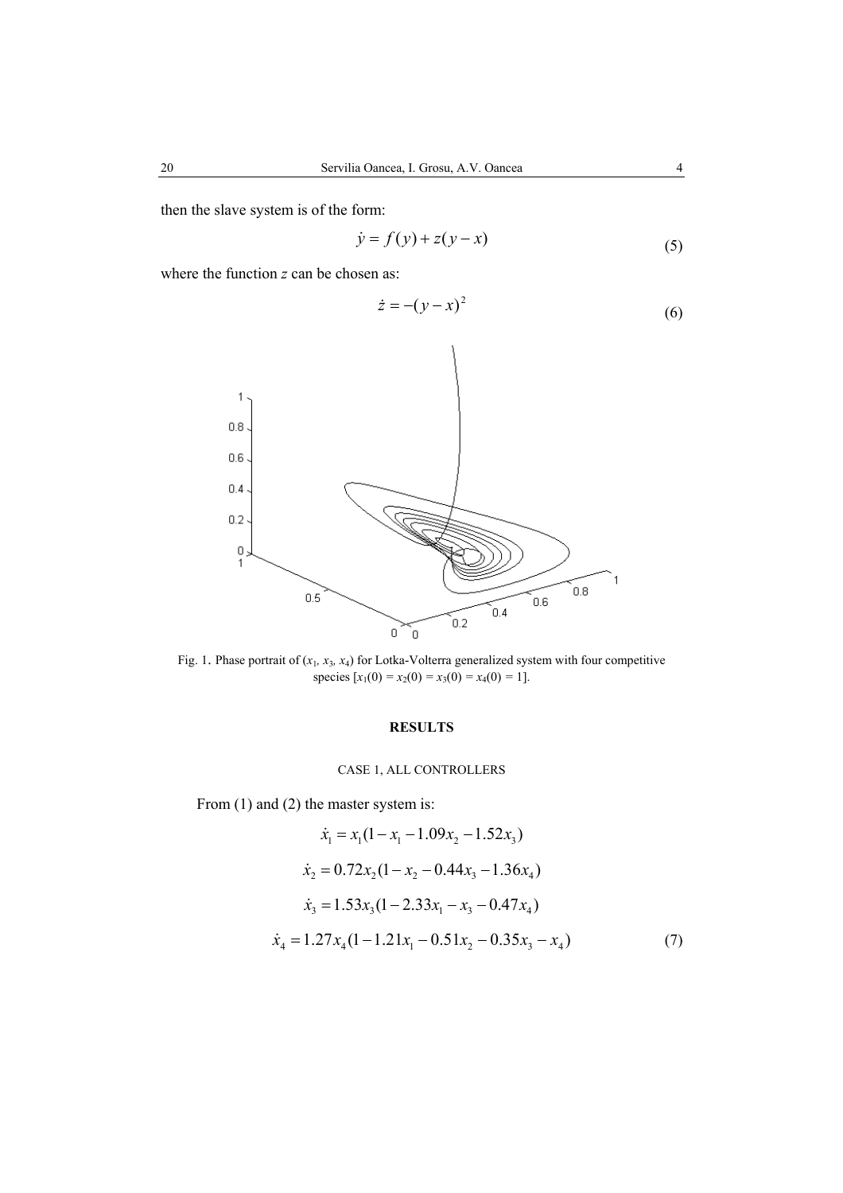then the slave system is of the form:

$$\dot{y} = f(y) + z(y - x) \tag{5}$$

where the function $z$ can be chosen as:

$$\dot{z} = -(y - x)^2 \tag{6}$$

Fig. 1. Phase portrait of ($x_1$, $x_3$, $x_4$) for Lotka-Volterra generalized system with four competitive species [$x_1(0) = x_2(0) = x_3(0) = x_4(0) = 1$].

## RESULTS

### CASE 1, ALL CONTROLLERS

From (1) and (2) the master system is:

$$
\begin{aligned}
\dot{x}_1 &= x_1(1 - x_1 - 1.09x_2 - 1.52x_3) \\
\dot{x}_2 &= 0.72x_2(1 - x_2 - 0.44x_3 - 1.36x_4) \\
\dot{x}_3 &= 1.53x_3(1 - 2.33x_1 - x_3 - 0.47x_4) \\
\dot{x}_4 &= 1.27x_4(1 - 1.21x_1 - 0.51x_2 - 0.35x_3 - x_4)
\end{aligned} \tag{7}
$$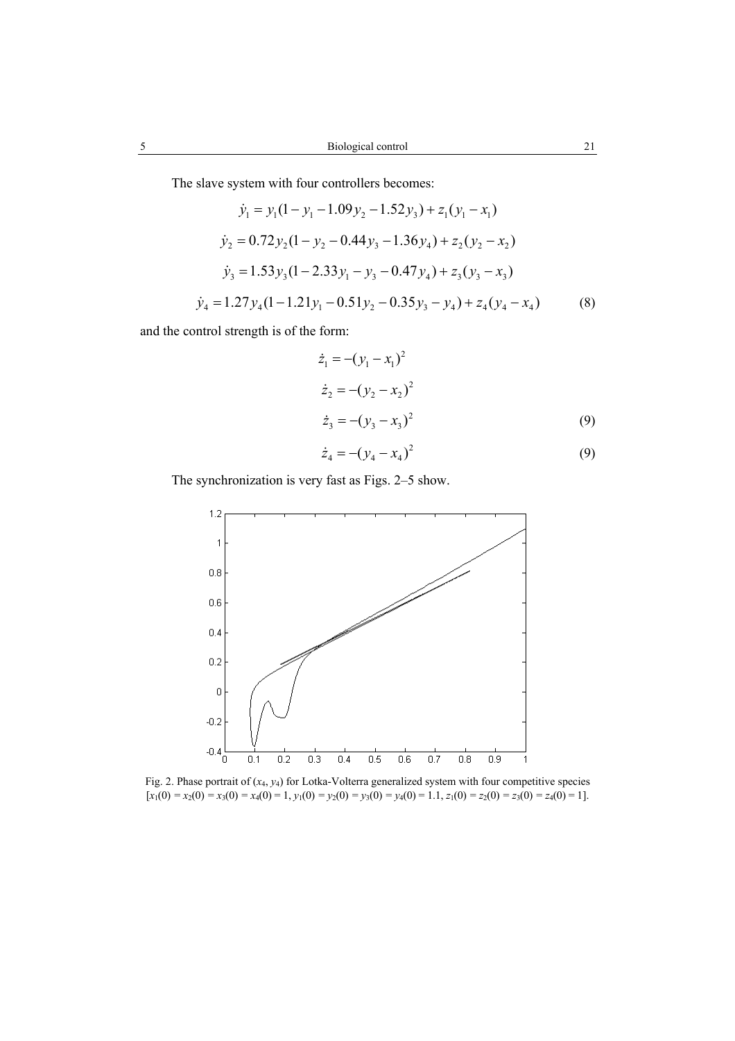The slave system with four controllers becomes:

$$\dot{y}_1 = y_1(1 - y_1 - 1.09y_2 - 1.52y_3) + z_1(y_1 - x_1)$$

$$\dot{y}_2 = 0.72y_2(1 - y_2 - 0.44y_3 - 1.36y_4) + z_2(y_2 - x_2)$$

$$\dot{y}_3 = 1.53y_3(1 - 2.33y_1 - y_3 - 0.47y_4) + z_3(y_3 - x_3)$$

$$\dot{y}_4 = 1.27y_4(1 - 1.21y_1 - 0.51y_2 - 0.35y_3 - y_4) + z_4(y_4 - x_4) \tag{8}$$

and the control strength is of the form:

$$\dot{z}_1 = -(y_1 - x_1)^2$$

$$\dot{z}_2 = -(y_2 - x_2)^2$$

$$\dot{z}_3 = -(y_3 - x_3)^2 \tag{9}$$

$$\dot{z}_4 = -(y_4 - x_4)^2 \tag{9}$$

The synchronization is very fast as Figs. 2–5 show.

Fig. 2. Phase portrait of $(x_4, y_4)$ for Lotka-Volterra generalized system with four competitive species [$x_1(0) = x_2(0) = x_3(0) = x_4(0) = 1$, $y_1(0) = y_2(0) = y_3(0) = y_4(0) = 1.1$, $z_1(0) = z_2(0) = z_3(0) = z_4(0) = 1$].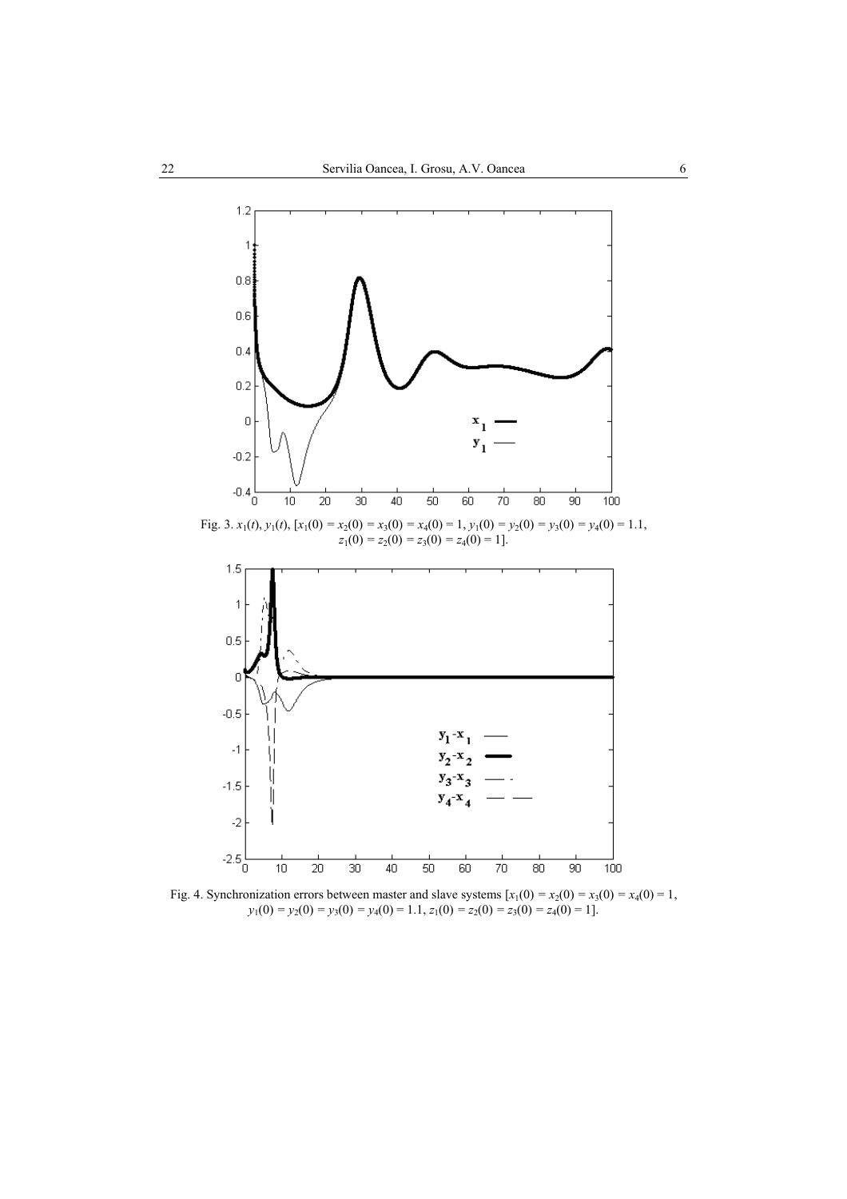Fig. 3. $x_1(t)$, $y_1(t)$, $[x_1(0) = x_2(0) = x_3(0) = x_4(0) = 1,\ y_1(0) = y_2(0) = y_3(0) = y_4(0) = 1.1,\ z_1(0) = z_2(0) = z_3(0) = z_4(0) = 1]$.

Fig. 4. Synchronization errors between master and slave systems $[x_1(0) = x_2(0) = x_3(0) = x_4(0) = 1,\ y_1(0) = y_2(0) = y_3(0) = y_4(0) = 1.1,\ z_1(0) = z_2(0) = z_3(0) = z_4(0) = 1]$.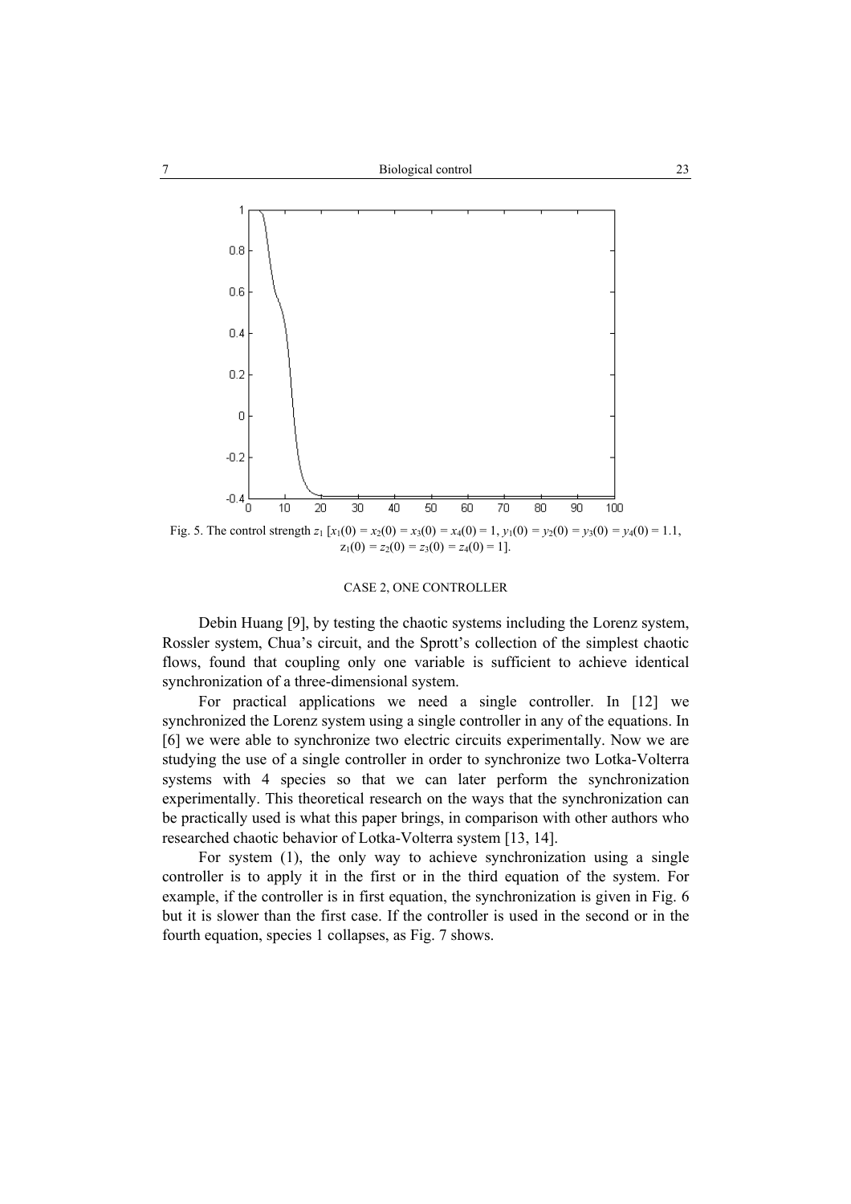Fig. 5. The control strength $z_1$ [$x_1(0) = x_2(0) = x_3(0) = x_4(0) = 1$, $y_1(0) = y_2(0) = y_3(0) = y_4(0) = 1.1$, $z_1(0) = z_2(0) = z_3(0) = z_4(0) = 1$].

## CASE 2, ONE CONTROLLER

Debin Huang [9], by testing the chaotic systems including the Lorenz system, Rossler system, Chua's circuit, and the Sprott's collection of the simplest chaotic flows, found that coupling only one variable is sufficient to achieve identical synchronization of a three-dimensional system.

For practical applications we need a single controller. In [12] we synchronized the Lorenz system using a single controller in any of the equations. In [6] we were able to synchronize two electric circuits experimentally. Now we are studying the use of a single controller in order to synchronize two Lotka-Volterra systems with 4 species so that we can later perform the synchronization experimentally. This theoretical research on the ways that the synchronization can be practically used is what this paper brings, in comparison with other authors who researched chaotic behavior of Lotka-Volterra system [13, 14].

For system (1), the only way to achieve synchronization using a single controller is to apply it in the first or in the third equation of the system. For example, if the controller is in first equation, the synchronization is given in Fig. 6 but it is slower than the first case. If the controller is used in the second or in the fourth equation, species 1 collapses, as Fig. 7 shows.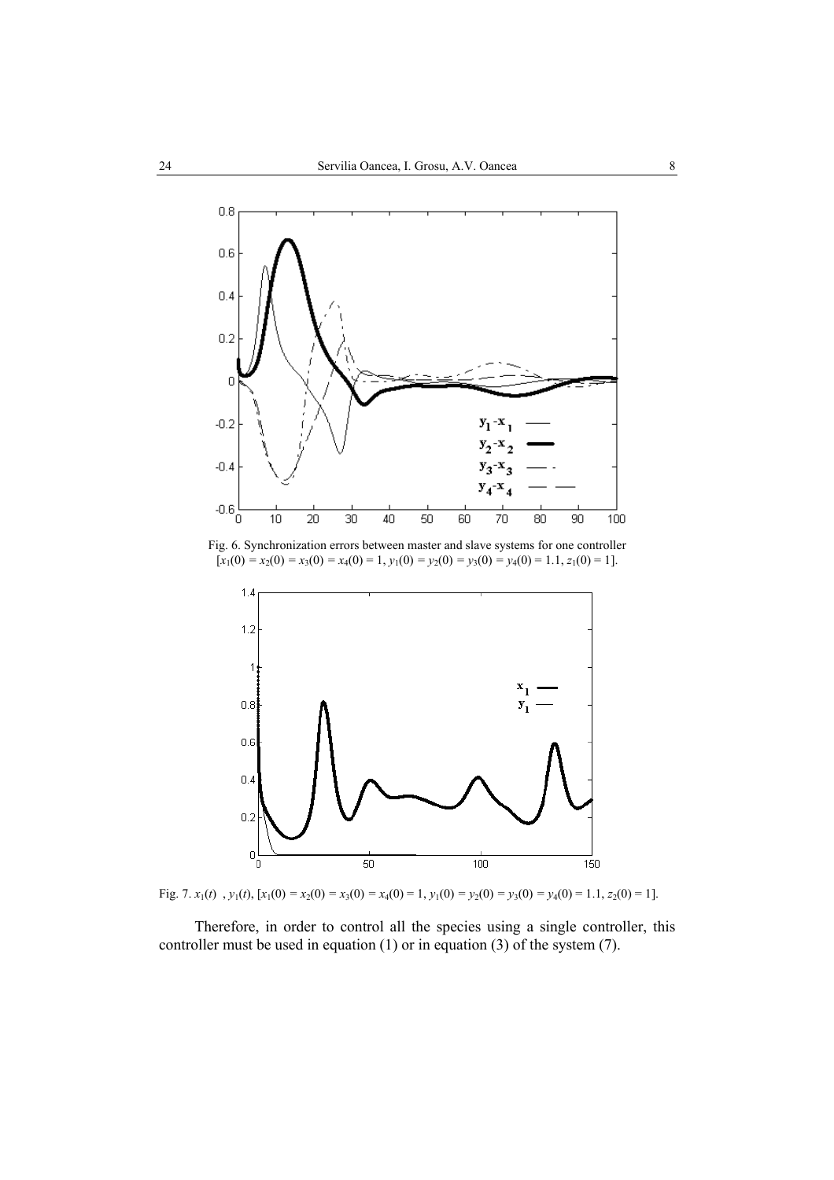Fig. 6. Synchronization errors between master and slave systems for one controller [$x_1(0) = x_2(0) = x_3(0) = x_4(0) = 1$, $y_1(0) = y_2(0) = y_3(0) = y_4(0) = 1.1$, $z_1(0) = 1$].

Fig. 7. $x_1(t)$ , $y_1(t)$, [$x_1(0) = x_2(0) = x_3(0) = x_4(0) = 1$, $y_1(0) = y_2(0) = y_3(0) = y_4(0) = 1.1$, $z_2(0) = 1$].

Therefore, in order to control all the species using a single controller, this controller must be used in equation (1) or in equation (3) of the system (7).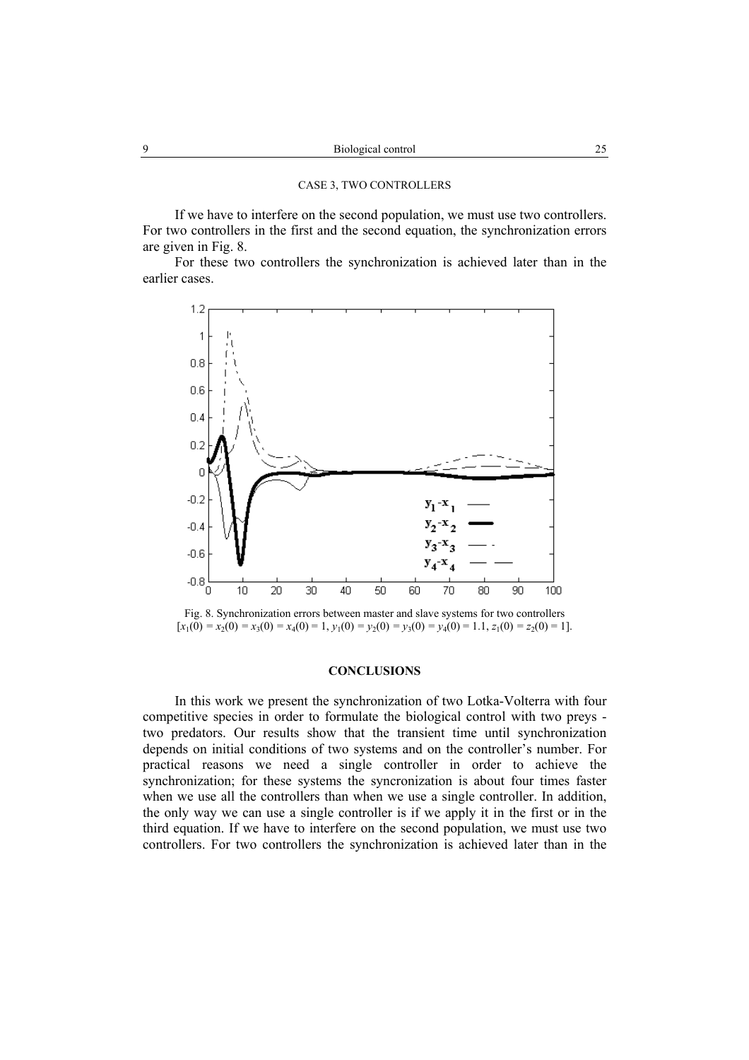### CASE 3, TWO CONTROLLERS

If we have to interfere on the second population, we must use two controllers. For two controllers in the first and the second equation, the synchronization errors are given in Fig. 8.

For these two controllers the synchronization is achieved later than in the earlier cases.

Fig. 8. Synchronization errors between master and slave systems for two controllers [$x_1(0) = x_2(0) = x_3(0) = x_4(0) = 1$, $y_1(0) = y_2(0) = y_3(0) = y_4(0) = 1.1$, $z_1(0) = z_2(0) = 1$].

## CONCLUSIONS

In this work we present the synchronization of two Lotka-Volterra with four competitive species in order to formulate the biological control with two preys - two predators. Our results show that the transient time until synchronization depends on initial conditions of two systems and on the controller's number. For practical reasons we need a single controller in order to achieve the synchronization; for these systems the syncronization is about four times faster when we use all the controllers than when we use a single controller. In addition, the only way we can use a single controller is if we apply it in the first or in the third equation. If we have to interfere on the second population, we must use two controllers. For two controllers the synchronization is achieved later than in the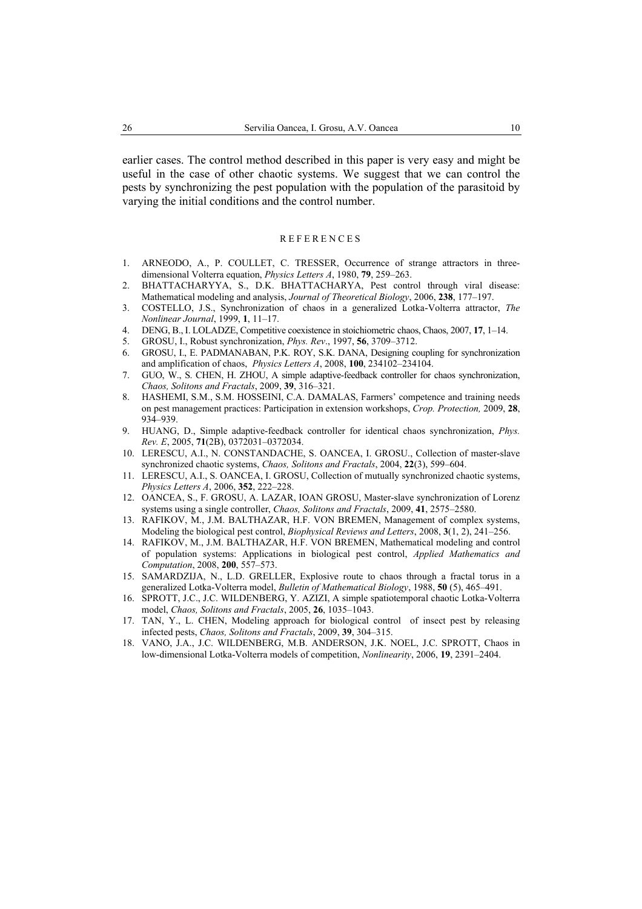earlier cases. The control method described in this paper is very easy and might be useful in the case of other chaotic systems. We suggest that we can control the pests by synchronizing the pest population with the population of the parasitoid by varying the initial conditions and the control number.

## REFERENCES

1. ARNEODO, A., P. COULLET, C. TRESSER, Occurrence of strange attractors in three-dimensional Volterra equation, *Physics Letters A*, 1980, **79**, 259–263.
2. BHATTACHARYYA, S., D.K. BHATTACHARYA, Pest control through viral disease: Mathematical modeling and analysis, *Journal of Theoretical Biology*, 2006, **238**, 177–197.
3. COSTELLO, J.S., Synchronization of chaos in a generalized Lotka-Volterra attractor, *The Nonlinear Journal*, 1999, **1**, 11–17.
4. DENG, B., I. LOLADZE, Competitive coexistence in stoichiometric chaos, Chaos, 2007, **17**, 1–14.
5. GROSU, I., Robust synchronization, *Phys. Rev*., 1997, **56**, 3709–3712.
6. GROSU, I., E. PADMANABAN, P.K. ROY, S.K. DANA, Designing coupling for synchronization and amplification of chaos, *Physics Letters A*, 2008, **100**, 234102–234104.
7. GUO, W., S. CHEN, H. ZHOU, A simple adaptive-feedback controller for chaos synchronization, *Chaos, Solitons and Fractals*, 2009, **39**, 316–321.
8. HASHEMI, S.M., S.M. HOSSEINI, C.A. DAMALAS, Farmers' competence and training needs on pest management practices: Participation in extension workshops, *Crop. Protection,* 2009, **28**, 934–939.
9. HUANG, D., Simple adaptive-feedback controller for identical chaos synchronization, *Phys. Rev. E*, 2005, **71**(2B), 0372031–0372034.
10. LERESCU, A.I., N. CONSTANDACHE, S. OANCEA, I. GROSU., Collection of master-slave synchronized chaotic systems, *Chaos, Solitons and Fractals*, 2004, **22**(3), 599–604.
11. LERESCU, A.I., S. OANCEA, I. GROSU, Collection of mutually synchronized chaotic systems, *Physics Letters A*, 2006, **352**, 222–228.
12. OANCEA, S., F. GROSU, A. LAZAR, IOAN GROSU, Master-slave synchronization of Lorenz systems using a single controller, *Chaos, Solitons and Fractals*, 2009, **41**, 2575–2580.
13. RAFIKOV, M., J.M. BALTHAZAR, H.F. VON BREMEN, Management of complex systems, Modeling the biological pest control, *Biophysical Reviews and Letters*, 2008, **3**(1, 2), 241–256.
14. RAFIKOV, M., J.M. BALTHAZAR, H.F. VON BREMEN, Mathematical modeling and control of population systems: Applications in biological pest control, *Applied Mathematics and Computation*, 2008, **200**, 557–573.
15. SAMARDZIJA, N., L.D. GRELLER, Explosive route to chaos through a fractal torus in a generalized Lotka-Volterra model, *Bulletin of Mathematical Biology*, 1988, **50** (5), 465–491.
16. SPROTT, J.C., J.C. WILDENBERG, Y. AZIZI, A simple spatiotemporal chaotic Lotka-Volterra model, *Chaos, Solitons and Fractals*, 2005, **26**, 1035–1043.
17. TAN, Y., L. CHEN, Modeling approach for biological control of insect pest by releasing infected pests, *Chaos, Solitons and Fractals*, 2009, **39**, 304–315.
18. VANO, J.A., J.C. WILDENBERG, M.B. ANDERSON, J.K. NOEL, J.C. SPROTT, Chaos in low-dimensional Lotka-Volterra models of competition, *Nonlinearity*, 2006, **19**, 2391–2404.